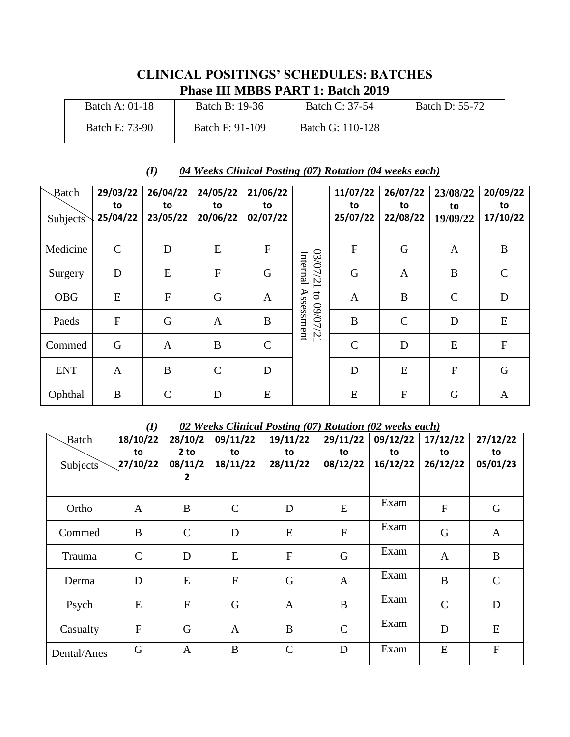# CLINICAL POSITINGS' SCHEDULES: BATCHES

## Phase III MBBS PART 1: Batch 2019

| Batch A: 01-18 | Batch B: 19-36 | Batch C: 37-54 | Batch D: 55-72 |
|---|---|---|---|
| Batch E: 73-90 | Batch F: 91-109 | Batch G: 110-128 | |

### *(I) 04 Weeks Clinical Posting (07) Rotation (04 weeks each)*

| Batch / Subjects | 29/03/22 to 25/04/22 | 26/04/22 to 23/05/22 | 24/05/22 to 20/06/22 | 21/06/22 to 02/07/22 | | 11/07/22 to 25/07/22 | 26/07/22 to 22/08/22 | 23/08/22 to 19/09/22 | 20/09/22 to 17/10/22 |
|---|---|---|---|---|---|---|---|---|---|
| Medicine | C | D | E | F | 03/07/21 to 09/07/21 Internal Assessment | F | G | A | B |
| Surgery | D | E | F | G | | G | A | B | C |
| OBG | E | F | G | A | | A | B | C | D |
| Paeds | F | G | A | B | | B | C | D | E |
| Commed | G | A | B | C | | C | D | E | F |
| ENT | A | B | C | D | | D | E | F | G |
| Ophthal | B | C | D | E | | E | F | G | A |

### *(I) 02 Weeks Clinical Posting (07) Rotation (02 weeks each)*

| Batch / Subjects | 18/10/22 to 27/10/22 | 28/10/22 to 08/11/22 | 09/11/22 to 18/11/22 | 19/11/22 to 28/11/22 | 29/11/22 to 08/12/22 | 09/12/22 to 16/12/22 | 17/12/22 to 26/12/22 | 27/12/22 to 05/01/23 |
|---|---|---|---|---|---|---|---|---|
| Ortho | A | B | C | D | E | Exam | F | G |
| Commed | B | C | D | E | F | Exam | G | A |
| Trauma | C | D | E | F | G | Exam | A | B |
| Derma | D | E | F | G | A | Exam | B | C |
| Psych | E | F | G | A | B | Exam | C | D |
| Casualty | F | G | A | B | C | Exam | D | E |
| Dental/Anes | G | A | B | C | D | Exam | E | F |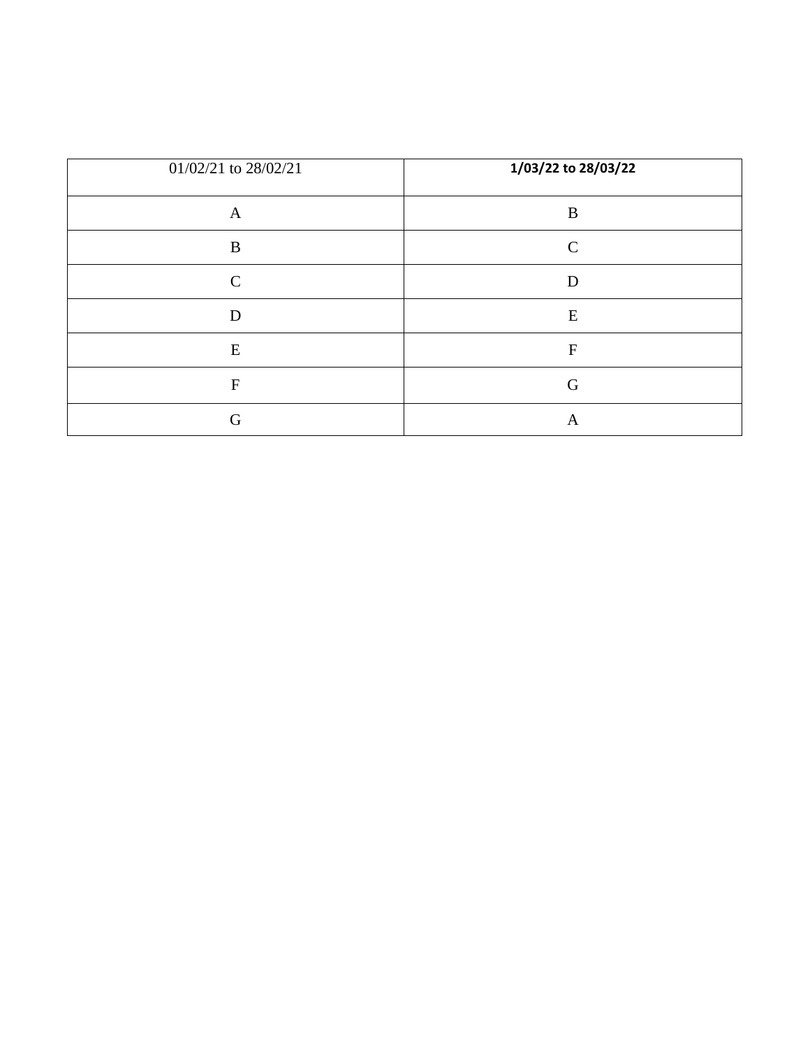| 01/02/21 to 28/02/21 | **1/03/22 to 28/03/22** |
|---|---|
| A | B |
| B | C |
| C | D |
| D | E |
| E | F |
| F | G |
| G | A |